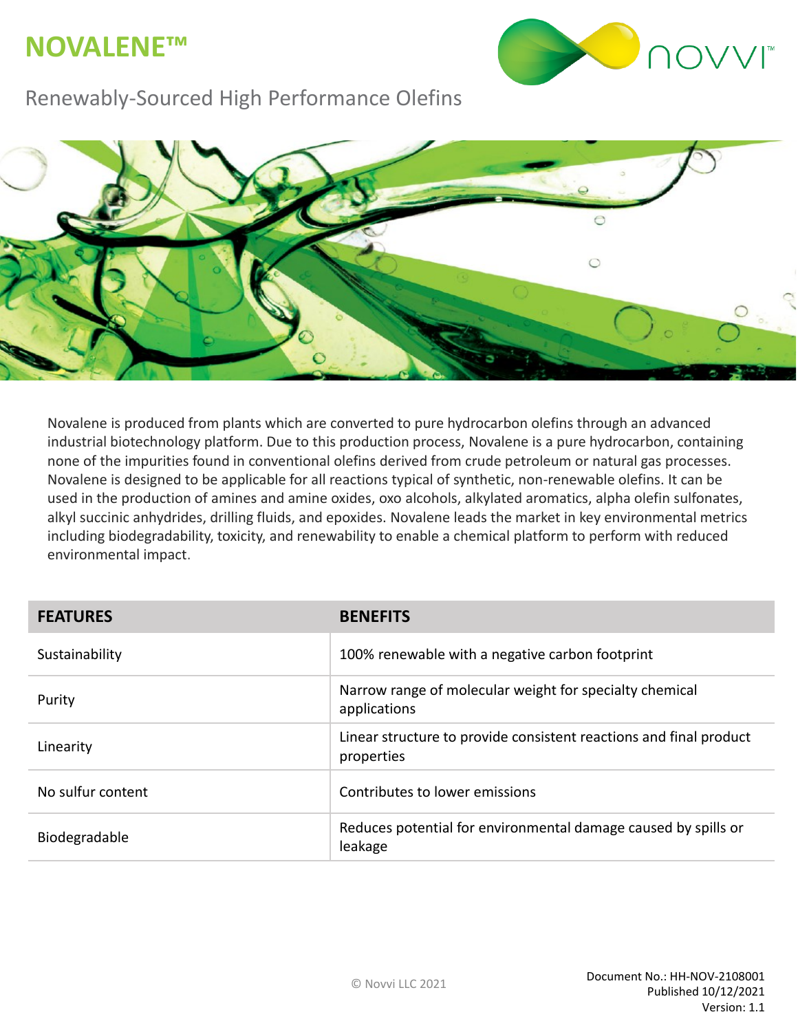# NOVALENE™

Renewably-Sourced High Performance Olefins

Novalene is produced from plants which are converted to pure hydrocarbon olefins through an advanced industrial biotechnology platform. Due to this production process, Novalene is a pure hydrocarbon, containing none of the impurities found in conventional olefins derived from crude petroleum or natural gas processes. Novalene is designed to be applicable for all reactions typical of synthetic, non-renewable olefins. It can be used in the production of amines and amine oxides, oxo alcohols, alkylated aromatics, alpha olefin sulfonates, alkyl succinic anhydrides, drilling fluids, and epoxides. Novalene leads the market in key environmental metrics including biodegradability, toxicity, and renewability to enable a chemical platform to perform with reduced environmental impact.

| FEATURES | BENEFITS |
|---|---|
| Sustainability | 100% renewable with a negative carbon footprint |
| Purity | Narrow range of molecular weight for specialty chemical applications |
| Linearity | Linear structure to provide consistent reactions and final product properties |
| No sulfur content | Contributes to lower emissions |
| Biodegradable | Reduces potential for environmental damage caused by spills or leakage |

© Novvi LLC 2021

Document No.: HH-NOV-2108001
Published 10/12/2021
Version: 1.1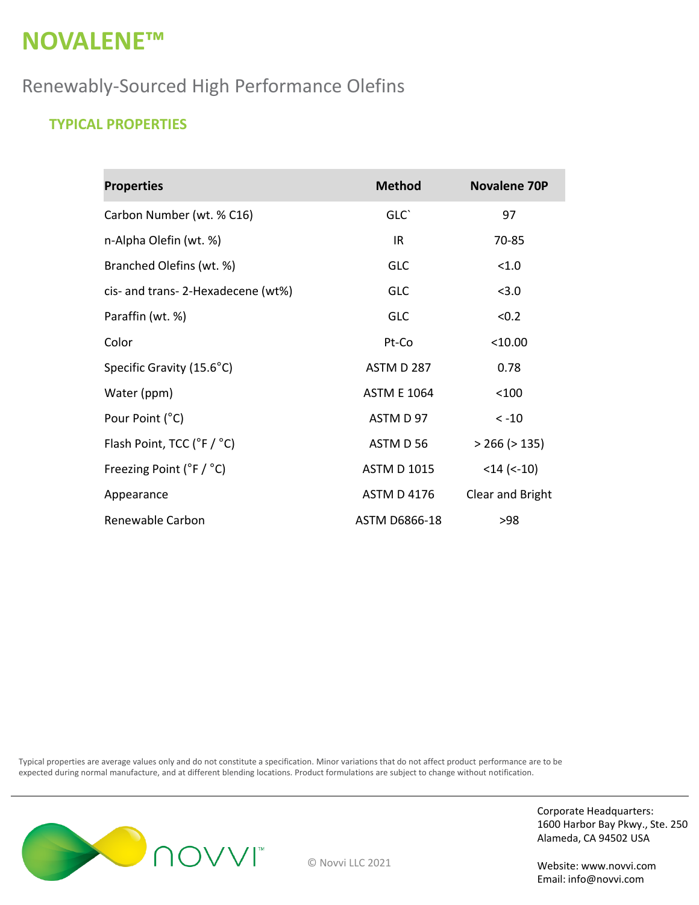# NOVALENE™

## Renewably-Sourced High Performance Olefins

### TYPICAL PROPERTIES

| Properties | Method | Novalene 70P |
|---|---|---|
| Carbon Number (wt. % C16) | GLC` | 97 |
| n-Alpha Olefin (wt. %) | IR | 70-85 |
| Branched Olefins (wt. %) | GLC | <1.0 |
| cis- and trans- 2-Hexadecene (wt%) | GLC | <3.0 |
| Paraffin (wt. %) | GLC | <0.2 |
| Color | Pt-Co | <10.00 |
| Specific Gravity (15.6°C) | ASTM D 287 | 0.78 |
| Water (ppm) | ASTM E 1064 | <100 |
| Pour Point (°C) | ASTM D 97 | < -10 |
| Flash Point, TCC (°F / °C) | ASTM D 56 | > 266 (> 135) |
| Freezing Point (°F / °C) | ASTM D 1015 | <14 (<-10) |
| Appearance | ASTM D 4176 | Clear and Bright |
| Renewable Carbon | ASTM D6866-18 | >98 |

Typical properties are average values only and do not constitute a specification. Minor variations that do not affect product performance are to be expected during normal manufacture, and at different blending locations. Product formulations are subject to change without notification.

novvi™

© Novvi LLC 2021

Corporate Headquarters:
1600 Harbor Bay Pkwy., Ste. 250
Alameda, CA 94502 USA

Website: www.novvi.com
Email: info@novvi.com